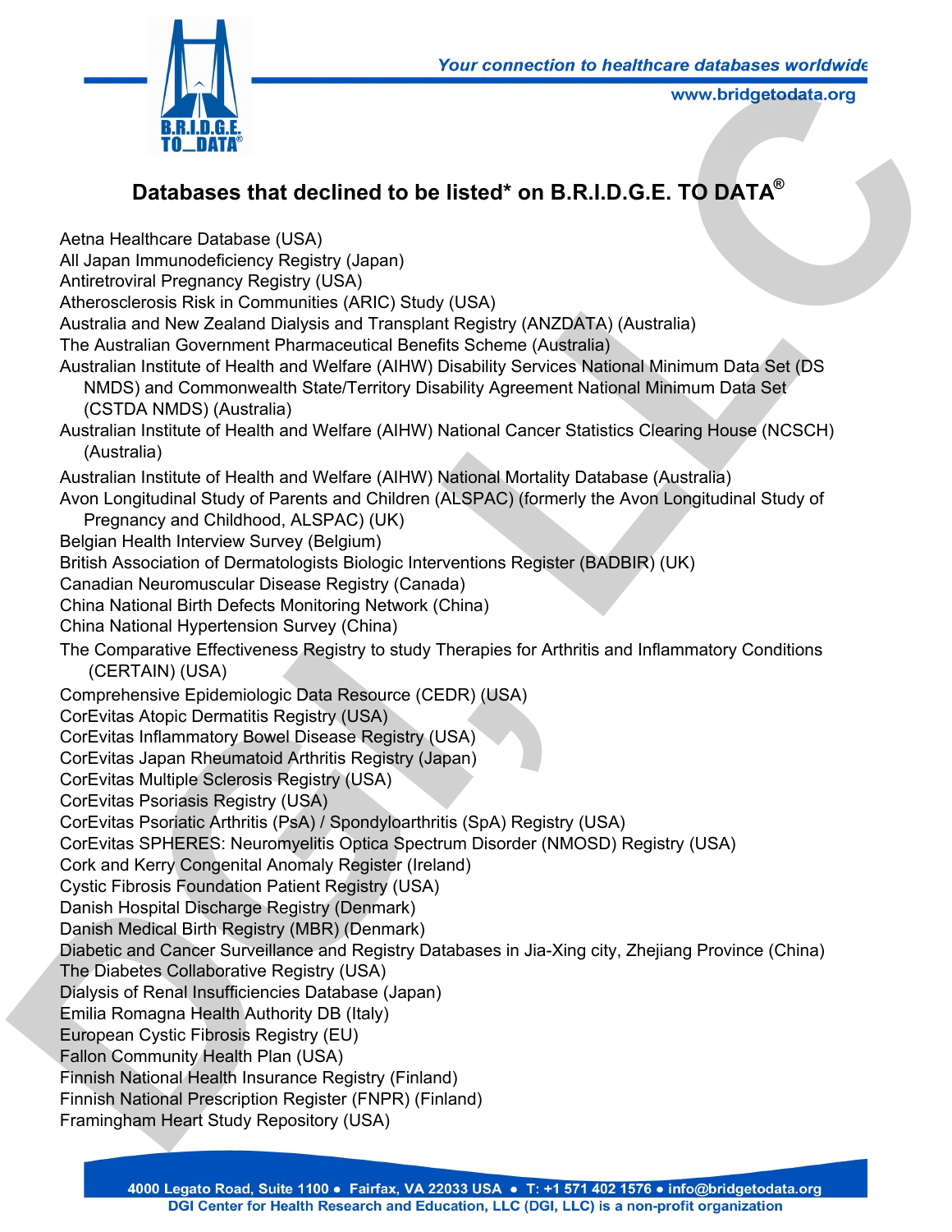# Databases that declined to be listed* on B.R.I.D.G.E. TO DATA®

Aetna Healthcare Database (USA)
All Japan Immunodeficiency Registry (Japan)
Antiretroviral Pregnancy Registry (USA)
Atherosclerosis Risk in Communities (ARIC) Study (USA)
Australia and New Zealand Dialysis and Transplant Registry (ANZDATA) (Australia)
The Australian Government Pharmaceutical Benefits Scheme (Australia)
Australian Institute of Health and Welfare (AIHW) Disability Services National Minimum Data Set (DS NMDS) and Commonwealth State/Territory Disability Agreement National Minimum Data Set (CSTDA NMDS) (Australia)
Australian Institute of Health and Welfare (AIHW) National Cancer Statistics Clearing House (NCSCH) (Australia)
Australian Institute of Health and Welfare (AIHW) National Mortality Database (Australia)
Avon Longitudinal Study of Parents and Children (ALSPAC) (formerly the Avon Longitudinal Study of Pregnancy and Childhood, ALSPAC) (UK)
Belgian Health Interview Survey (Belgium)
British Association of Dermatologists Biologic Interventions Register (BADBIR) (UK)
Canadian Neuromuscular Disease Registry (Canada)
China National Birth Defects Monitoring Network (China)
China National Hypertension Survey (China)
The Comparative Effectiveness Registry to study Therapies for Arthritis and Inflammatory Conditions (CERTAIN) (USA)
Comprehensive Epidemiologic Data Resource (CEDR) (USA)
CorEvitas Atopic Dermatitis Registry (USA)
CorEvitas Inflammatory Bowel Disease Registry (USA)
CorEvitas Japan Rheumatoid Arthritis Registry (Japan)
CorEvitas Multiple Sclerosis Registry (USA)
CorEvitas Psoriasis Registry (USA)
CorEvitas Psoriatic Arthritis (PsA) / Spondyloarthritis (SpA) Registry (USA)
CorEvitas SPHERES: Neuromyelitis Optica Spectrum Disorder (NMOSD) Registry (USA)
Cork and Kerry Congenital Anomaly Register (Ireland)
Cystic Fibrosis Foundation Patient Registry (USA)
Danish Hospital Discharge Registry (Denmark)
Danish Medical Birth Registry (MBR) (Denmark)
Diabetic and Cancer Surveillance and Registry Databases in Jia-Xing city, Zhejiang Province (China)
The Diabetes Collaborative Registry (USA)
Dialysis of Renal Insufficiencies Database (Japan)
Emilia Romagna Health Authority DB (Italy)
European Cystic Fibrosis Registry (EU)
Fallon Community Health Plan (USA)
Finnish National Health Insurance Registry (Finland)
Finnish National Prescription Register (FNPR) (Finland)
Framingham Heart Study Repository (USA)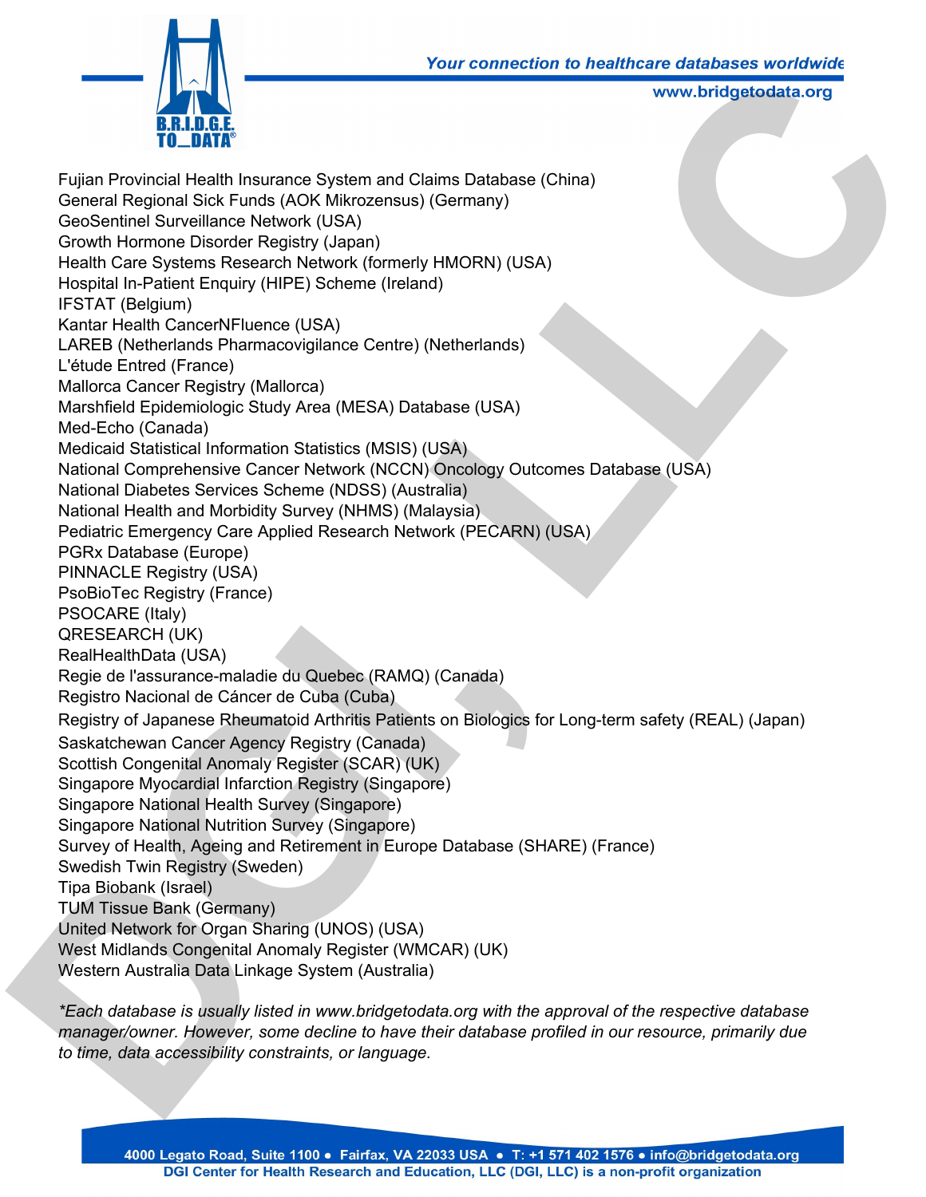Fujian Provincial Health Insurance System and Claims Database (China)
General Regional Sick Funds (AOK Mikrozensus) (Germany)
GeoSentinel Surveillance Network (USA)
Growth Hormone Disorder Registry (Japan)
Health Care Systems Research Network (formerly HMORN) (USA)
Hospital In-Patient Enquiry (HIPE) Scheme (Ireland)
IFSTAT (Belgium)
Kantar Health CancerNFluence (USA)
LAREB (Netherlands Pharmacovigilance Centre) (Netherlands)
L'étude Entred (France)
Mallorca Cancer Registry (Mallorca)
Marshfield Epidemiologic Study Area (MESA) Database (USA)
Med-Echo (Canada)
Medicaid Statistical Information Statistics (MSIS) (USA)
National Comprehensive Cancer Network (NCCN) Oncology Outcomes Database (USA)
National Diabetes Services Scheme (NDSS) (Australia)
National Health and Morbidity Survey (NHMS) (Malaysia)
Pediatric Emergency Care Applied Research Network (PECARN) (USA)
PGRx Database (Europe)
PINNACLE Registry (USA)
PsoBioTec Registry (France)
PSOCARE (Italy)
QRESEARCH (UK)
RealHealthData (USA)
Regie de l'assurance-maladie du Quebec (RAMQ) (Canada)
Registro Nacional de Cáncer de Cuba (Cuba)
Registry of Japanese Rheumatoid Arthritis Patients on Biologics for Long-term safety (REAL) (Japan)
Saskatchewan Cancer Agency Registry (Canada)
Scottish Congenital Anomaly Register (SCAR) (UK)
Singapore Myocardial Infarction Registry (Singapore)
Singapore National Health Survey (Singapore)
Singapore National Nutrition Survey (Singapore)
Survey of Health, Ageing and Retirement in Europe Database (SHARE) (France)
Swedish Twin Registry (Sweden)
Tipa Biobank (Israel)
TUM Tissue Bank (Germany)
United Network for Organ Sharing (UNOS) (USA)
West Midlands Congenital Anomaly Register (WMCAR) (UK)
Western Australia Data Linkage System (Australia)

*\*Each database is usually listed in www.bridgetodata.org with the approval of the respective database manager/owner. However, some decline to have their database profiled in our resource, primarily due to time, data accessibility constraints, or language.*